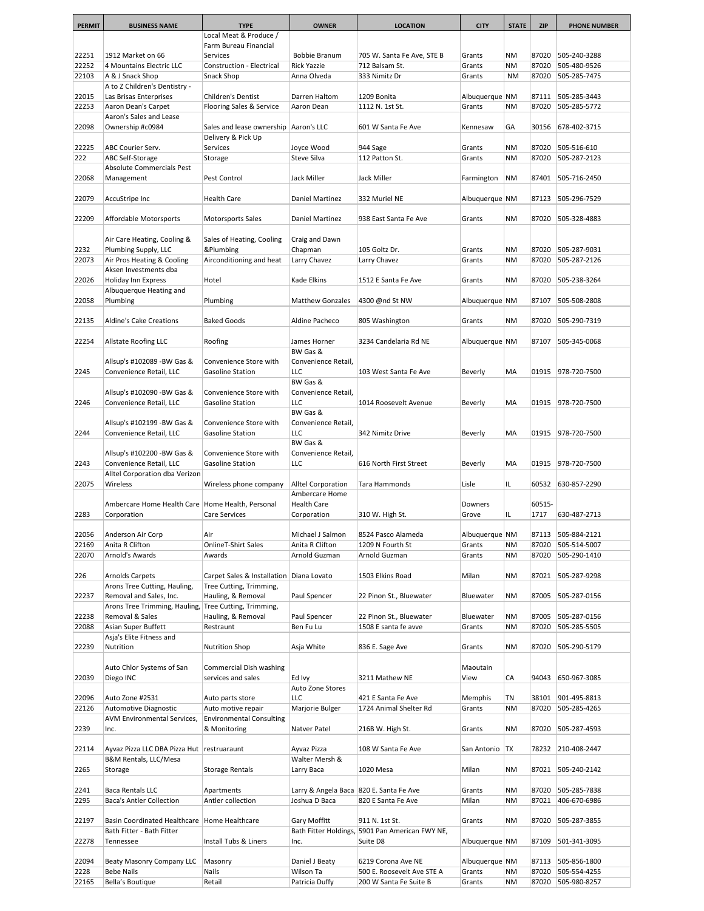| PERMIT | BUSINESS NAME | TYPE | OWNER | LOCATION | CITY | STATE | ZIP | PHONE NUMBER |
|---|---|---|---|---|---|---|---|---|
| 22251 | 1912 Market on 66 | Local Meat & Produce / Farm Bureau Financial Services | Bobbie Branum | 705 W. Santa Fe Ave, STE B | Grants | NM | 87020 | 505-240-3288 |
| 22252 | 4 Mountains Electric LLC | Construction - Electrical | Rick Yazzie | 712 Balsam St. | Grants | NM | 87020 | 505-480-9526 |
| 22103 | A & J Snack Shop | Snack Shop | Anna Olveda | 333 Nimitz Dr | Grants | NM | 87020 | 505-285-7475 |
| 22015 | A to Z Children's Dentistry - Las Brisas Enterprises | Children's Dentist | Darren Haltom | 1209 Bonita | Albuquerque | NM | 87111 | 505-285-3443 |
| 22253 | Aaron Dean's Carpet | Flooring Sales & Service | Aaron Dean | 1112 N. 1st St. | Grants | NM | 87020 | 505-285-5772 |
| 22098 | Aaron's Sales and Lease Ownership #c0984 | Sales and lease ownership | Aaron's LLC | 601 W Santa Fe Ave | Kennesaw | GA | 30156 | 678-402-3715 |
| 22225 | ABC Courier Serv. | Delivery & Pick Up Services | Joyce Wood | 944 Sage | Grants | NM | 87020 | 505-516-610 |
| 222 | ABC Self-Storage | Storage | Steve Silva | 112 Patton St. | Grants | NM | 87020 | 505-287-2123 |
| 22068 | Absolute Commercials Pest Management | Pest Control | Jack Miller | Jack Miller | Farmington | NM | 87401 | 505-716-2450 |
| 22079 | AccuStripe Inc | Health Care | Daniel Martinez | 332 Muriel NE | Albuquerque | NM | 87123 | 505-296-7529 |
| 22209 | Affordable Motorsports | Motorsports Sales | Daniel Martinez | 938 East Santa Fe Ave | Grants | NM | 87020 | 505-328-4883 |
| 2232 | Air Care Heating, Cooling & Plumbing Supply, LLC | Sales of Heating, Cooling &Plumbing | Craig and Dawn Chapman | 105 Goltz Dr. | Grants | NM | 87020 | 505-287-9031 |
| 22073 | Air Pros Heating & Cooling | Airconditioning and heat | Larry Chavez | Larry Chavez | Grants | NM | 87020 | 505-287-2126 |
| 22026 | Aksen Investments dba Holiday Inn Express | Hotel | Kade Elkins | 1512 E Santa Fe Ave | Grants | NM | 87020 | 505-238-3264 |
| 22058 | Albuquerque Heating and Plumbing | Plumbing | Matthew Gonzales | 4300 @nd St NW | Albuquerque | NM | 87107 | 505-508-2808 |
| 22135 | Aldine's Cake Creations | Baked Goods | Aldine Pacheco | 805 Washington | Grants | NM | 87020 | 505-290-7319 |
| 22254 | Allstate Roofing LLC | Roofing | James Horner | 3234 Candelaria Rd NE | Albuquerque | NM | 87107 | 505-345-0068 |
| 2245 | Allsup's #102089 -BW Gas & Convenience Retail, LLC | Convenience Store with Gasoline Station | BW Gas & Convenience Retail, LLC | 103 West Santa Fe Ave | Beverly | MA | 01915 | 978-720-7500 |
| 2246 | Allsup's #102090 -BW Gas & Convenience Retail, LLC | Convenience Store with Gasoline Station | BW Gas & Convenience Retail, LLC | 1014 Roosevelt Avenue | Beverly | MA | 01915 | 978-720-7500 |
| 2244 | Allsup's #102199 -BW Gas & Convenience Retail, LLC | Convenience Store with Gasoline Station | BW Gas & Convenience Retail, LLC | 342 Nimitz Drive | Beverly | MA | 01915 | 978-720-7500 |
| 2243 | Allsup's #102200 -BW Gas & Convenience Retail, LLC | Convenience Store with Gasoline Station | BW Gas & Convenience Retail, LLC | 616 North First Street | Beverly | MA | 01915 | 978-720-7500 |
| 22075 | Alltel Corporation dba Verizon Wireless | Wireless phone company | Alltel Corporation | Tara Hammonds | Lisle | IL | 60532 | 630-857-2290 |
| 2283 | Ambercare Home Health Care Corporation | Home Health, Personal Care Services | Ambercare Home Health Care Corporation | 310 W. High St. | Downers Grove | IL | 60515-1717 | 630-487-2713 |
| 22056 | Anderson Air Corp | Air | Michael J Salmon | 8524 Pasco Alameda | Albuquerque | NM | 87113 | 505-884-2121 |
| 22169 | Anita R Clifton | OnlineT-Shirt Sales | Anita R Clifton | 1209 N Fourth St | Grants | NM | 87020 | 505-514-5007 |
| 22070 | Arnold's Awards | Awards | Arnold Guzman | Arnold Guzman | Grants | NM | 87020 | 505-290-1410 |
| 226 | Arnolds Carpets | Carpet Sales & Installation | Diana Lovato | 1503 Elkins Road | Milan | NM | 87021 | 505-287-9298 |
| 22237 | Arons Tree Cutting, Hauling, Removal and Sales, Inc. | Tree Cutting, Trimming, Hauling, & Removal | Paul Spencer | 22 Pinon St., Bluewater | Bluewater | NM | 87005 | 505-287-0156 |
| 22238 | Arons Tree Trimming, Hauling, Removal & Sales | Tree Cutting, Trimming, Hauling, & Removal | Paul Spencer | 22 Pinon St., Bluewater | Bluewater | NM | 87005 | 505-287-0156 |
| 22088 | Asian Super Buffett | Restraunt | Ben Fu Lu | 1508 E santa fe avve | Grants | NM | 87020 | 505-285-5505 |
| 22239 | Asja's Elite Fitness and Nutrition | Nutrition Shop | Asja White | 836 E. Sage Ave | Grants | NM | 87020 | 505-290-5179 |
| 22039 | Auto Chlor Systems of San Diego INC | Commercial Dish washing services and sales | Ed Ivy | 3211 Mathew NE | Maoutain View | CA | 94043 | 650-967-3085 |
| 22096 | Auto Zone #2531 | Auto parts store | Auto Zone Stores LLC | 421 E Santa Fe Ave | Memphis | TN | 38101 | 901-495-8813 |
| 22126 | Automotive Diagnostic | Auto motive repair | Marjorie Bulger | 1724 Animal Shelter Rd | Grants | NM | 87020 | 505-285-4265 |
| 2239 | AVM Environmental Services, Inc. | Environmental Consulting & Monitoring | Natver Patel | 216B W. High St. | Grants | NM | 87020 | 505-287-4593 |
| 22114 | Ayvaz Pizza LLC DBA Pizza Hut | restruaraunt | Ayvaz Pizza | 108 W Santa Fe Ave | San Antonio | TX | 78232 | 210-408-2447 |
| 2265 | B&M Rentals, LLC/Mesa Storage | Storage Rentals | Walter Mersh & Larry Baca | 1020 Mesa | Milan | NM | 87021 | 505-240-2142 |
| 2241 | Baca Rentals LLC | Apartments | Larry & Angela Baca | 820 E. Santa Fe Ave | Grants | NM | 87020 | 505-285-7838 |
| 2295 | Baca's Antler Collection | Antler collection | Joshua D Baca | 820 E Santa Fe Ave | Milan | NM | 87021 | 406-670-6986 |
| 22197 | Basin Coordinated Healthcare | Home Healthcare | Gary Moffitt | 911 N. 1st St. | Grants | NM | 87020 | 505-287-3855 |
| 22278 | Bath Fitter - Bath Fitter Tennessee | Install Tubs & Liners | Bath Fitter Holdings, Inc. | 5901 Pan American FWY NE, Suite D8 | Albuquerque | NM | 87109 | 501-341-3095 |
| 22094 | Beaty Masonry Company LLC | Masonry | Daniel J Beaty | 6219 Corona Ave NE | Albuquerque | NM | 87113 | 505-856-1800 |
| 2228 | Bebe Nails | Nails | Wilson Ta | 500 E. Roosevelt Ave STE A | Grants | NM | 87020 | 505-554-4255 |
| 22165 | Bella's Boutique | Retail | Patricia Duffy | 200 W Santa Fe Suite B | Grants | NM | 87020 | 505-980-8257 |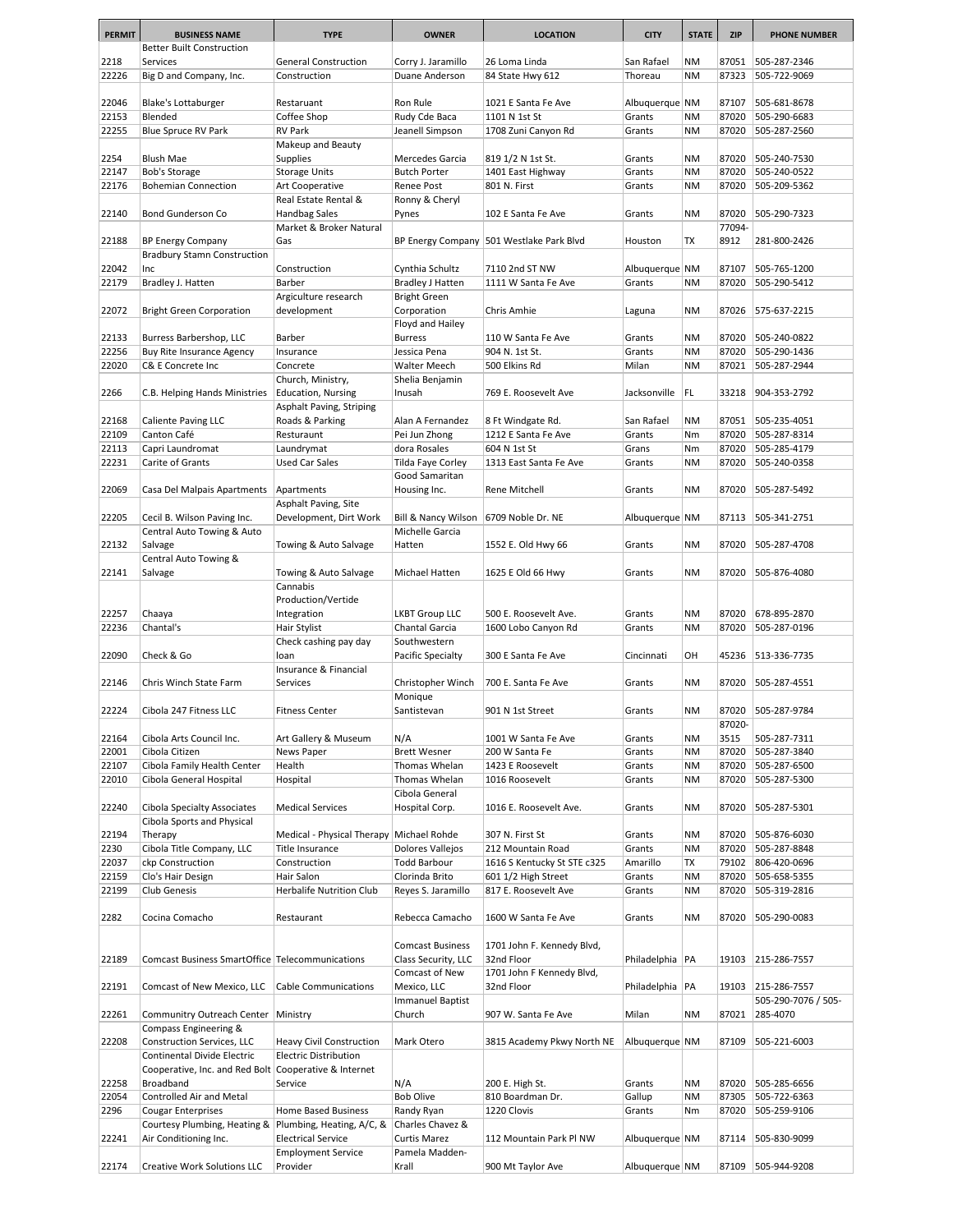| PERMIT | BUSINESS NAME | TYPE | OWNER | LOCATION | CITY | STATE | ZIP | PHONE NUMBER |
|---|---|---|---|---|---|---|---|---|
| 2218 | Better Built Construction Services | General Construction | Corry J. Jaramillo | 26 Loma Linda | San Rafael | NM | 87051 | 505-287-2346 |
| 22226 | Big D and Company, Inc. | Construction | Duane Anderson | 84 State Hwy 612 | Thoreau | NM | 87323 | 505-722-9069 |
| 22046 | Blake's Lottaburger | Restaraunt | Ron Rule | 1021 E Santa Fe Ave | Albuquerque | NM | 87107 | 505-681-8678 |
| 22153 | Blended | Coffee Shop | Rudy Cde Baca | 1101 N 1st St | Grants | NM | 87020 | 505-290-6683 |
| 22255 | Blue Spruce RV Park | RV Park | Jeanell Simpson | 1708 Zuni Canyon Rd | Grants | NM | 87020 | 505-287-2560 |
| 2254 | Blush Mae | Makeup and Beauty Supplies | Mercedes Garcia | 819 1/2 N 1st St. | Grants | NM | 87020 | 505-240-7530 |
| 22147 | Bob's Storage | Storage Units | Butch Porter | 1401 East Highway | Grants | NM | 87020 | 505-240-0522 |
| 22176 | Bohemian Connection | Art Cooperative | Renee Post | 801 N. First | Grants | NM | 87020 | 505-209-5362 |
| 22140 | Bond Gunderson Co | Real Estate Rental & Handbag Sales | Ronny & Cheryl Pynes | 102 E Santa Fe Ave | Grants | NM | 87020 | 505-290-7323 |
| 22188 | BP Energy Company | Market & Broker Natural Gas | BP Energy Company | 501 Westlake Park Blvd | Houston | TX | 77094-8912 | 281-800-2426 |
| 22042 | Bradbury Stamn Construction Inc | Construction | Cynthia Schultz | 7110 2nd ST NW | Albuquerque | NM | 87107 | 505-765-1200 |
| 22179 | Bradley J. Hatten | Barber | Bradley J Hatten | 1111 W Santa Fe Ave | Grants | NM | 87020 | 505-290-5412 |
| 22072 | Bright Green Corporation | Argiculture research development | Bright Green Corporation | Chris Amhie | Laguna | NM | 87026 | 575-637-2215 |
| 22133 | Burress Barbershop, LLC | Barber | Floyd and Hailey Burress | 110 W Santa Fe Ave | Grants | NM | 87020 | 505-240-0822 |
| 22256 | Buy Rite Insurance Agency | Insurance | Jessica Pena | 904 N. 1st St. | Grants | NM | 87020 | 505-290-1436 |
| 22020 | C& E Concrete Inc | Concrete | Walter Meech | 500 Elkins Rd | Milan | NM | 87021 | 505-287-2944 |
| 2266 | C.B. Helping Hands Ministries | Church, Ministry, Education, Nursing | Shelia Benjamin Inusah | 769 E. Roosevelt Ave | Jacksonville | FL | 33218 | 904-353-2792 |
| 22168 | Caliente Paving LLC | Asphalt Paving, Striping Roads & Parking | Alan A Fernandez | 8 Ft Windgate Rd. | San Rafael | NM | 87051 | 505-235-4051 |
| 22109 | Canton Café | Resturaunt | Pei Jun Zhong | 1212 E Santa Fe Ave | Grants | Nm | 87020 | 505-287-8314 |
| 22113 | Capri Laundromat | Laundrymat | dora Rosales | 604 N 1st St | Grans | Nm | 87020 | 505-285-4179 |
| 22231 | Carite of Grants | Used Car Sales | Tilda Faye Corley | 1313 East Santa Fe Ave | Grants | NM | 87020 | 505-240-0358 |
| 22069 | Casa Del Malpais Apartments | Apartments | Good Samaritan Housing Inc. | Rene Mitchell | Grants | NM | 87020 | 505-287-5492 |
| 22205 | Cecil B. Wilson Paving Inc. | Asphalt Paving, Site Development, Dirt Work | Bill & Nancy Wilson | 6709 Noble Dr. NE | Albuquerque | NM | 87113 | 505-341-2751 |
| 22132 | Central Auto Towing & Auto Salvage | Towing & Auto Salvage | Michelle Garcia Hatten | 1552 E. Old Hwy 66 | Grants | NM | 87020 | 505-287-4708 |
| 22141 | Central Auto Towing & Salvage | Towing & Auto Salvage | Michael Hatten | 1625 E Old 66 Hwy | Grants | NM | 87020 | 505-876-4080 |
| 22257 | Chaaya | Cannabis Production/Vertide Integration | LKBT Group LLC | 500 E. Roosevelt Ave. | Grants | NM | 87020 | 678-895-2870 |
| 22236 | Chantal's | Hair Stylist | Chantal Garcia | 1600 Lobo Canyon Rd | Grants | NM | 87020 | 505-287-0196 |
| 22090 | Check & Go | Check cashing pay day loan | Southwestern Pacific Specialty | 300 E Santa Fe Ave | Cincinnati | OH | 45236 | 513-336-7735 |
| 22146 | Chris Winch State Farm | Insurance & Financial Services | Christopher Winch | 700 E. Santa Fe Ave | Grants | NM | 87020 | 505-287-4551 |
| 22224 | Cibola 247 Fitness LLC | Fitness Center | Monique Santistevan | 901 N 1st Street | Grants | NM | 87020 | 505-287-9784 |
| 22164 | Cibola Arts Council Inc. | Art Gallery & Museum | N/A | 1001 W Santa Fe Ave | Grants | NM | 87020-3515 | 505-287-7311 |
| 22001 | Cibola Citizen | News Paper | Brett Wesner | 200 W Santa Fe | Grants | NM | 87020 | 505-287-3840 |
| 22107 | Cibola Family Health Center | Health | Thomas Whelan | 1423 E Roosevelt | Grants | NM | 87020 | 505-287-6500 |
| 22010 | Cibola General Hospital | Hospital | Thomas Whelan | 1016 Roosevelt | Grants | NM | 87020 | 505-287-5300 |
| 22240 | Cibola Specialty Associates | Medical Services | Cibola General Hospital Corp. | 1016 E. Roosevelt Ave. | Grants | NM | 87020 | 505-287-5301 |
| 22194 | Cibola Sports and Physical Therapy | Medical - Physical Therapy | Michael Rohde | 307 N. First St | Grants | NM | 87020 | 505-876-6030 |
| 2230 | Cibola Title Company, LLC | Title Insurance | Dolores Vallejos | 212 Mountain Road | Grants | NM | 87020 | 505-287-8848 |
| 22037 | ckp Construction | Construction | Todd Barbour | 1616 S Kentucky St STE c325 | Amarillo | TX | 79102 | 806-420-0696 |
| 22159 | Clo's Hair Design | Hair Salon | Clorinda Brito | 601 1/2 High Street | Grants | NM | 87020 | 505-658-5355 |
| 22199 | Club Genesis | Herbalife Nutrition Club | Reyes S. Jaramillo | 817 E. Roosevelt Ave | Grants | NM | 87020 | 505-319-2816 |
| 2282 | Cocina Comacho | Restaurant | Rebecca Camacho | 1600 W Santa Fe Ave | Grants | NM | 87020 | 505-290-0083 |
| 22189 | Comcast Business SmartOffice | Telecommunications | Comcast Business Class Security, LLC | 1701 John F. Kennedy Blvd, 32nd Floor | Philadelphia | PA | 19103 | 215-286-7557 |
| 22191 | Comcast of New Mexico, LLC | Cable Communications | Comcast of New Mexico, LLC | 1701 John F Kennedy Blvd, 32nd Floor | Philadelphia | PA | 19103 | 215-286-7557 |
| 22261 | Communitry Outreach Center | Ministry | Immanuel Baptist Church | 907 W. Santa Fe Ave | Milan | NM | 87021 | 505-290-7076 / 505-285-4070 |
| 22208 | Compass Engineering & Construction Services, LLC | Heavy Civil Construction | Mark Otero | 3815 Academy Pkwy North NE | Albuquerque | NM | 87109 | 505-221-6003 |
| 22258 | Continental Divide Electric Cooperative, Inc. and Red Bolt Broadband | Electric Distribution Cooperative & Internet Service | N/A | 200 E. High St. | Grants | NM | 87020 | 505-285-6656 |
| 22054 | Controlled Air and Metal | | Bob Olive | 810 Boardman Dr. | Gallup | NM | 87305 | 505-722-6363 |
| 2296 | Cougar Enterprises | Home Based Business | Randy Ryan | 1220 Clovis | Grants | Nm | 87020 | 505-259-9106 |
| 22241 | Courtesy Plumbing, Heating & Air Conditioning Inc. | Plumbing, Heating, A/C, & Electrical Service | Charles Chavez & Curtis Marez | 112 Mountain Park Pl NW | Albuquerque | NM | 87114 | 505-830-9099 |
| 22174 | Creative Work Solutions LLC | Employment Service Provider | Pamela Madden-Krall | 900 Mt Taylor Ave | Albuquerque | NM | 87109 | 505-944-9208 |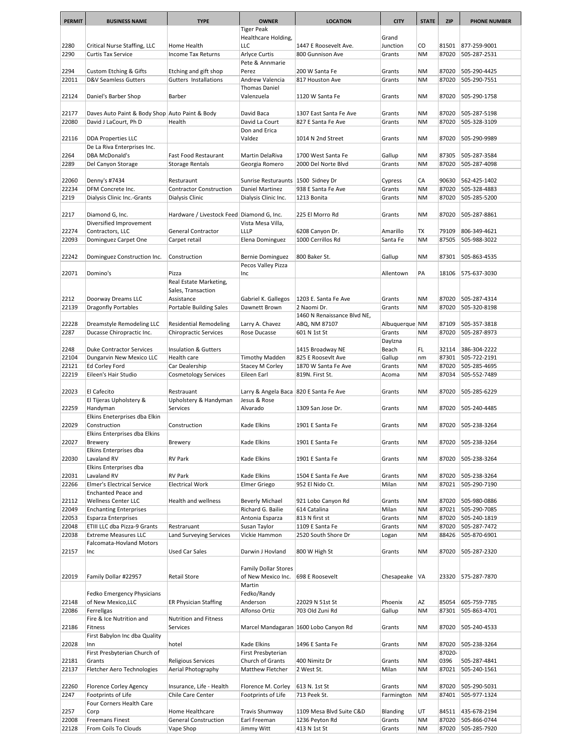| PERMIT | BUSINESS NAME | TYPE | OWNER | LOCATION | CITY | STATE | ZIP | PHONE NUMBER |
|---|---|---|---|---|---|---|---|---|
| 2280 | Critical Nurse Staffing, LLC | Home Health | Tiger Peak Healthcare Holding, LLC | 1447 E Roosevelt Ave. | Grand Junction | CO | 81501 | 877-259-9001 |
| 2290 | Curtis Tax Service | Income Tax Returns | Arlyce Curtis | 800 Gunnison Ave | Grants | NM | 87020 | 505-287-2531 |
| 2294 | Custom Etching & Gifts | Etching and gift shop | Pete & Annmarie Perez | 200 W Santa Fe | Grants | NM | 87020 | 505-290-4425 |
| 22011 | D&V Seamless Gutters | Gutters Installations | Andrew Valencia | 817 Houston Ave | Grants | NM | 87020 | 505-290-7551 |
| 22124 | Daniel's Barber Shop | Barber | Thomas Daniel Valenzuela | 1120 W Santa Fe | Grants | NM | 87020 | 505-290-1758 |
| 22177 | Daves Auto Paint & Body Shop | Auto Paint & Body | David Baca | 1307 East Santa Fe Ave | Grants | NM | 87020 | 505-287-5198 |
| 22080 | David J LaCourt, Ph D | Health | David La Court | 827 E Santa Fe Ave | Grants | NM | 87020 | 505-328-3109 |
| 22116 | DDA Properties LLC | | Don and Erica Valdez | 1014 N 2nd Street | Grants | NM | 87020 | 505-290-9989 |
| 2264 | De La Riva Enterprises Inc. DBA McDonald's | Fast Food Restaurant | Martin DelaRiva | 1700 West Santa Fe | Gallup | NM | 87305 | 505-287-3584 |
| 2289 | Del Canyon Storage | Storage Rentals | Georgia Romero | 2000 Del Norte Blvd | Grants | NM | 87020 | 505-287-4098 |
| 22060 | Denny's #7434 | Resturaunt | Sunrise Resturaunts | 1500 Sidney Dr | Cypress | CA | 90630 | 562-425-1402 |
| 22234 | DFM Concrete Inc. | Contractor Construction | Daniel Martinez | 938 E Santa Fe Ave | Grants | NM | 87020 | 505-328-4883 |
| 2219 | Dialysis Clinic Inc.-Grants | Dialysis Clinic | Dialysis Clinic Inc. | 1213 Bonita | Grants | NM | 87020 | 505-285-5200 |
| 2217 | Diamond G, Inc. | Hardware / Livestock Feed | Diamond G, Inc. | 225 El Morro Rd | Grants | NM | 87020 | 505-287-8861 |
| 22274 | Diversified Improvement Contractors, LLC | General Contractor | Vista Mesa Villa, LLLP | 6208 Canyon Dr. | Amarillo | TX | 79109 | 806-349-4621 |
| 22093 | Dominguez Carpet One | Carpet retail | Elena Dominguez | 1000 Cerrillos Rd | Santa Fe | NM | 87505 | 505-988-3022 |
| 22242 | Dominguez Construction Inc. | Construction | Bernie Dominguez | 800 Baker St. | Gallup | NM | 87301 | 505-863-4535 |
| 22071 | Domino's | Pizza | Pecos Valley Pizza Inc | | Allentown | PA | 18106 | 575-637-3030 |
| 2212 | Doorway Dreams LLC | Real Estate Marketing, Sales, Transaction Assistance | Gabriel K. Gallegos | 1203 E. Santa Fe Ave | Grants | NM | 87020 | 505-287-4314 |
| 22139 | Dragonfly Portables | Portable Building Sales | Dawnett Brown | 2 Naomi Dr. | Grants | NM | 87020 | 505-320-8198 |
| 22228 | Dreamstyle Remodeling LLC | Residential Remodeling | Larry A. Chavez | 1460 N Renaissance Blvd NE, ABQ, NM 87107 | Albuquerque | NM | 87109 | 505-357-3818 |
| 2287 | Ducasse Chiropractic Inc. | Chiropractic Services | Rose Ducasse | 601 N 1st St | Grants | NM | 87020 | 505-287-8973 |
| 2248 | Duke Contractor Services | Insulation & Gutters | | 1415 Broadway NE | Daylzna Beach | FL | 32114 | 386-304-2222 |
| 22104 | Dungarvin New Mexico LLC | Health care | Timothy Madden | 825 E Roosevlt Ave | Gallup | nm | 87301 | 505-722-2191 |
| 22121 | Ed Corley Ford | Car Dealership | Stacey M Corley | 1870 W Santa Fe Ave | Grants | NM | 87020 | 505-285-4695 |
| 22219 | Eileen's Hair Studio | Cosmetology Services | Eileen Earl | 819N. First St. | Acoma | NM | 87034 | 505-552-7489 |
| 22023 | El Cafecito | Restrauant | Larry & Angela Baca | 820 E Santa Fe Ave | Grants | NM | 87020 | 505-285-6229 |
| 22259 | El Tijeras Upholstery & Handyman | Upholstery & Handyman Services | Jesus & Rose Alvarado | 1309 San Jose Dr. | Grants | NM | 87020 | 505-240-4485 |
| 22029 | Elkins Eneterprises dba Elkin Construction | Construction | Kade Elkins | 1901 E Santa Fe | Grants | NM | 87020 | 505-238-3264 |
| 22027 | Elkins Enterprises dba Elkins Brewery | Brewery | Kade Elkins | 1901 E Santa Fe | Grants | NM | 87020 | 505-238-3264 |
| 22030 | Elkins Enterprises dba Lavaland RV | RV Park | Kade Elkins | 1901 E Santa Fe | Grants | NM | 87020 | 505-238-3264 |
| 22031 | Elkins Enterprises dba Lavaland RV | RV Park | Kade Elkins | 1504 E Santa Fe Ave | Grants | NM | 87020 | 505-238-3264 |
| 22266 | Elmer's Electrical Service | Electrical Work | Elmer Griego | 952 El Nido Ct. | Milan | NM | 87021 | 505-290-7190 |
| 22112 | Enchanted Peace and Wellness Center LLC | Health and wellness | Beverly Michael | 921 Lobo Canyon Rd | Grants | NM | 87020 | 505-980-0886 |
| 22049 | Enchanting Enterprises | | Richard G. Bailie | 614 Catalina | Milan | NM | 87021 | 505-290-7085 |
| 22053 | Esparza Enterprises | | Antonia Esparza | 813 N first st | Grants | NM | 87020 | 505-240-1819 |
| 22048 | ETIII LLC dba Pizza-9 Grants | Restraruant | Susan Taylor | 1109 E Santa Fe | Grants | NM | 87020 | 505-287-7472 |
| 22038 | Extreme Measures LLC | Land Surveying Services | Vickie Hammon | 2520 South Shore Dr | Logan | NM | 88426 | 505-870-6901 |
| 22157 | Falcomata-Hovland Motors Inc | Used Car Sales | Darwin J Hovland | 800 W High St | Grants | NM | 87020 | 505-287-2320 |
| 22019 | Family Dollar #22957 | Retail Store | Family Dollar Stores of New Mexico Inc. | 698 E Roosevelt | Chesapeake | VA | 23320 | 575-287-7870 |
| 22148 | Fedko Emergency Physicians of New Mexico,LLC | ER Physician Staffing | Martin Fedko/Randy Anderson | 22029 N 51st St | Phoenix | AZ | 85054 | 605-759-7785 |
| 22086 | Ferrellgas | | Alfonso Ortiz | 703 Old Zuni Rd | Gallup | NM | 87301 | 505-863-4701 |
| 22186 | Fire & Ice Nutrition and Fitness | Nutrition and Fitness Services | Marcel Mandagaran | 1600 Lobo Canyon Rd | Grants | NM | 87020 | 505-240-4533 |
| 22028 | First Babylon Inc dba Quality Inn | hotel | Kade Elkins | 1496 E Santa Fe | Grants | NM | 87020 | 505-238-3264 |
| 22181 | First Presbyterian Church of Grants | Religious Services | First Presbyterian Church of Grants | 400 Nimitz Dr | Grants | NM | 87020-0396 | 505-287-4841 |
| 22137 | Fletcher Aero Technologies | Aerial Photography | Matthew Fletcher | 2 West St. | Milan | NM | 87021 | 505-240-1561 |
| 22260 | Florence Corley Agency | Insurance, Life - Health | Florence M. Corley | 613 N. 1st St | Grants | NM | 87020 | 505-290-5031 |
| 2247 | Footprints of Life | Chile Care Center | Footprints of Life | 713 Peek St. | Farmington | NM | 87401 | 505-977-1324 |
| 2257 | Four Corners Health Care Corp | Home Healthcare | Travis Shumway | 1109 Mesa Blvd Suite C&D | Blanding | UT | 84511 | 435-678-2194 |
| 22008 | Freemans Finest | General Construction | Earl Freeman | 1236 Peyton Rd | Grants | NM | 87020 | 505-866-0744 |
| 22128 | From Coils To Clouds | Vape Shop | Jimmy Witt | 413 N 1st St | Grants | NM | 87020 | 505-285-7920 |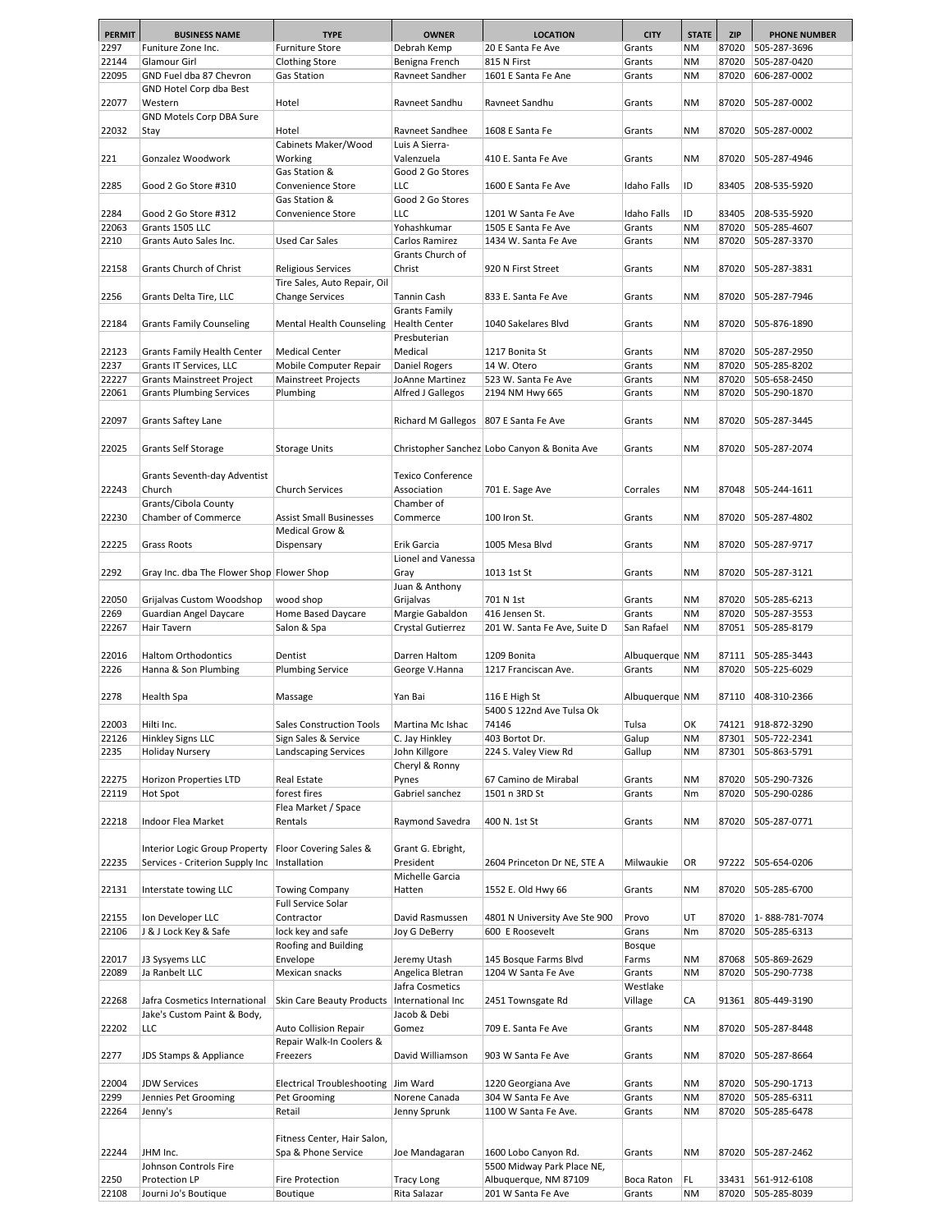| PERMIT | BUSINESS NAME | TYPE | OWNER | LOCATION | CITY | STATE | ZIP | PHONE NUMBER |
|---|---|---|---|---|---|---|---|---|
| 2297 | Funiture Zone Inc. | Furniture Store | Debrah Kemp | 20 E Santa Fe Ave | Grants | NM | 87020 | 505-287-3696 |
| 22144 | Glamour Girl | Clothing Store | Benigna French | 815 N First | Grants | NM | 87020 | 505-287-0420 |
| 22095 | GND Fuel dba 87 Chevron | Gas Station | Ravneet Sandher | 1601 E Santa Fe Ane | Grants | NM | 87020 | 606-287-0002 |
| 22077 | GND Hotel Corp dba Best Western | Hotel | Ravneet Sandhu | Ravneet Sandhu | Grants | NM | 87020 | 505-287-0002 |
| 22032 | GND Motels Corp DBA Sure Stay | Hotel | Ravneet Sandhee | 1608 E Santa Fe | Grants | NM | 87020 | 505-287-0002 |
| 221 | Gonzalez Woodwork | Cabinets Maker/Wood Working | Luis A Sierra-Valenzuela | 410 E. Santa Fe Ave | Grants | NM | 87020 | 505-287-4946 |
| 2285 | Good 2 Go Store #310 | Gas Station & Convenience Store | Good 2 Go Stores LLC | 1600 E Santa Fe Ave | Idaho Falls | ID | 83405 | 208-535-5920 |
| 2284 | Good 2 Go Store #312 | Gas Station & Convenience Store | Good 2 Go Stores LLC | 1201 W Santa Fe Ave | Idaho Falls | ID | 83405 | 208-535-5920 |
| 22063 | Grants 1505 LLC | | Yohashkumar | 1505 E Santa Fe Ave | Grants | NM | 87020 | 505-285-4607 |
| 2210 | Grants Auto Sales Inc. | Used Car Sales | Carlos Ramirez | 1434 W. Santa Fe Ave | Grants | NM | 87020 | 505-287-3370 |
| 22158 | Grants Church of Christ | Religious Services | Grants Church of Christ | 920 N First Street | Grants | NM | 87020 | 505-287-3831 |
| 2256 | Grants Delta Tire, LLC | Tire Sales, Auto Repair, Oil Change Services | Tannin Cash | 833 E. Santa Fe Ave | Grants | NM | 87020 | 505-287-7946 |
| 22184 | Grants Family Counseling | Mental Health Counseling | Grants Family Health Center | 1040 Sakelares Blvd | Grants | NM | 87020 | 505-876-1890 |
| 22123 | Grants Family Health Center | Medical Center | Presbuterian Medical | 1217 Bonita St | Grants | NM | 87020 | 505-287-2950 |
| 2237 | Grants IT Services, LLC | Mobile Computer Repair | Daniel Rogers | 14 W. Otero | Grants | NM | 87020 | 505-285-8202 |
| 22227 | Grants Mainstreet Project | Mainstreet Projects | JoAnne Martinez | 523 W. Santa Fe Ave | Grants | NM | 87020 | 505-658-2450 |
| 22061 | Grants Plumbing Services | Plumbing | Alfred J Gallegos | 2194 NM Hwy 665 | Grants | NM | 87020 | 505-290-1870 |
| 22097 | Grants Saftey Lane | | Richard M Gallegos | 807 E Santa Fe Ave | Grants | NM | 87020 | 505-287-3445 |
| 22025 | Grants Self Storage | Storage Units | Christopher Sanchez | Lobo Canyon & Bonita Ave | Grants | NM | 87020 | 505-287-2074 |
| 22243 | Grants Seventh-day Adventist Church | Church Services | Texico Conference Association | 701 E. Sage Ave | Corrales | NM | 87048 | 505-244-1611 |
| 22230 | Grants/Cibola County Chamber of Commerce | Assist Small Businesses | Chamber of Commerce | 100 Iron St. | Grants | NM | 87020 | 505-287-4802 |
| 22225 | Grass Roots | Medical Grow & Dispensary | Erik Garcia | 1005 Mesa Blvd | Grants | NM | 87020 | 505-287-9717 |
| 2292 | Gray Inc. dba The Flower Shop | Flower Shop | Lionel and Vanessa Gray | 1013 1st St | Grants | NM | 87020 | 505-287-3121 |
| 22050 | Grijalvas Custom Woodshop | wood shop | Juan & Anthony Grijalvas | 701 N 1st | Grants | NM | 87020 | 505-285-6213 |
| 2269 | Guardian Angel Daycare | Home Based Daycare | Margie Gabaldon | 416 Jensen St. | Grants | NM | 87020 | 505-287-3553 |
| 22267 | Hair Tavern | Salon & Spa | Crystal Gutierrez | 201 W. Santa Fe Ave, Suite D | San Rafael | NM | 87051 | 505-285-8179 |
| 22016 | Haltom Orthodontics | Dentist | Darren Haltom | 1209 Bonita | Albuquerque | NM | 87111 | 505-285-3443 |
| 2226 | Hanna & Son Plumbing | Plumbing Service | George V.Hanna | 1217 Franciscan Ave. | Grants | NM | 87020 | 505-225-6029 |
| 2278 | Health Spa | Massage | Yan Bai | 116 E High St | Albuquerque | NM | 87110 | 408-310-2366 |
| 22003 | Hilti Inc. | Sales Construction Tools | Martina Mc Ishac | 5400 S 122nd Ave Tulsa Ok 74146 | Tulsa | OK | 74121 | 918-872-3290 |
| 22126 | Hinkley Signs LLC | Sign Sales & Service | C. Jay Hinkley | 403 Bortot Dr. | Galup | NM | 87301 | 505-722-2341 |
| 2235 | Holiday Nursery | Landscaping Services | John Killgore | 224 S. Valey View Rd | Gallup | NM | 87301 | 505-863-5791 |
| 22275 | Horizon Properties LTD | Real Estate | Cheryl & Ronny Pynes | 67 Camino de Mirabal | Grants | NM | 87020 | 505-290-7326 |
| 22119 | Hot Spot | forest fires | Gabriel sanchez | 1501 n 3RD St | Grants | Nm | 87020 | 505-290-0286 |
| 22218 | Indoor Flea Market | Flea Market / Space Rentals | Raymond Savedra | 400 N. 1st St | Grants | NM | 87020 | 505-287-0771 |
| 22235 | Interior Logic Group Property Services - Criterion Supply Inc | Floor Covering Sales & Installation | Grant G. Ebright, President | 2604 Princeton Dr NE, STE A | Milwaukie | OR | 97222 | 505-654-0206 |
| 22131 | Interstate towing LLC | Towing Company | Michelle Garcia Hatten | 1552 E. Old Hwy 66 | Grants | NM | 87020 | 505-285-6700 |
| 22155 | Ion Developer LLC | Full Service Solar Contractor | David Rasmussen | 4801 N University Ave Ste 900 | Provo | UT | 87020 | 1- 888-781-7074 |
| 22106 | J & J Lock Key & Safe | lock key and safe | Joy G DeBerry | 600 E Roosevelt | Grans | Nm | 87020 | 505-285-6313 |
| 22017 | J3 Sysyems LLC | Roofing and Building Envelope | Jeremy Utash | 145 Bosque Farms Blvd | Bosque Farms | NM | 87068 | 505-869-2629 |
| 22089 | Ja Ranbelt LLC | Mexican snacks | Angelica Bletran | 1204 W Santa Fe Ave | Grants | NM | 87020 | 505-290-7738 |
| 22268 | Jafra Cosmetics International | Skin Care Beauty Products | Jafra Cosmetics International Inc | 2451 Townsgate Rd | Westlake Village | CA | 91361 | 805-449-3190 |
| 22202 | Jake's Custom Paint & Body, LLC | Auto Collision Repair | Jacob & Debi Gomez | 709 E. Santa Fe Ave | Grants | NM | 87020 | 505-287-8448 |
| 2277 | JDS Stamps & Appliance | Repair Walk-In Coolers & Freezers | David Williamson | 903 W Santa Fe Ave | Grants | NM | 87020 | 505-287-8664 |
| 22004 | JDW Services | Electrical Troubleshooting | Jim Ward | 1220 Georgiana Ave | Grants | NM | 87020 | 505-290-1713 |
| 2299 | Jennies Pet Grooming | Pet Grooming | Norene Canada | 304 W Santa Fe Ave | Grants | NM | 87020 | 505-285-6311 |
| 22264 | Jenny's | Retail | Jenny Sprunk | 1100 W Santa Fe Ave. | Grants | NM | 87020 | 505-285-6478 |
| 22244 | JHM Inc. | Fitness Center, Hair Salon, Spa & Phone Service | Joe Mandagaran | 1600 Lobo Canyon Rd. | Grants | NM | 87020 | 505-287-2462 |
| 2250 | Johnson Controls Fire Protection LP | Fire Protection | Tracy Long | 5500 Midway Park Place NE, Albuquerque, NM 87109 | Boca Raton | FL | 33431 | 561-912-6108 |
| 22108 | Journi Jo's Boutique | Boutique | Rita Salazar | 201 W Santa Fe Ave | Grants | NM | 87020 | 505-285-8039 |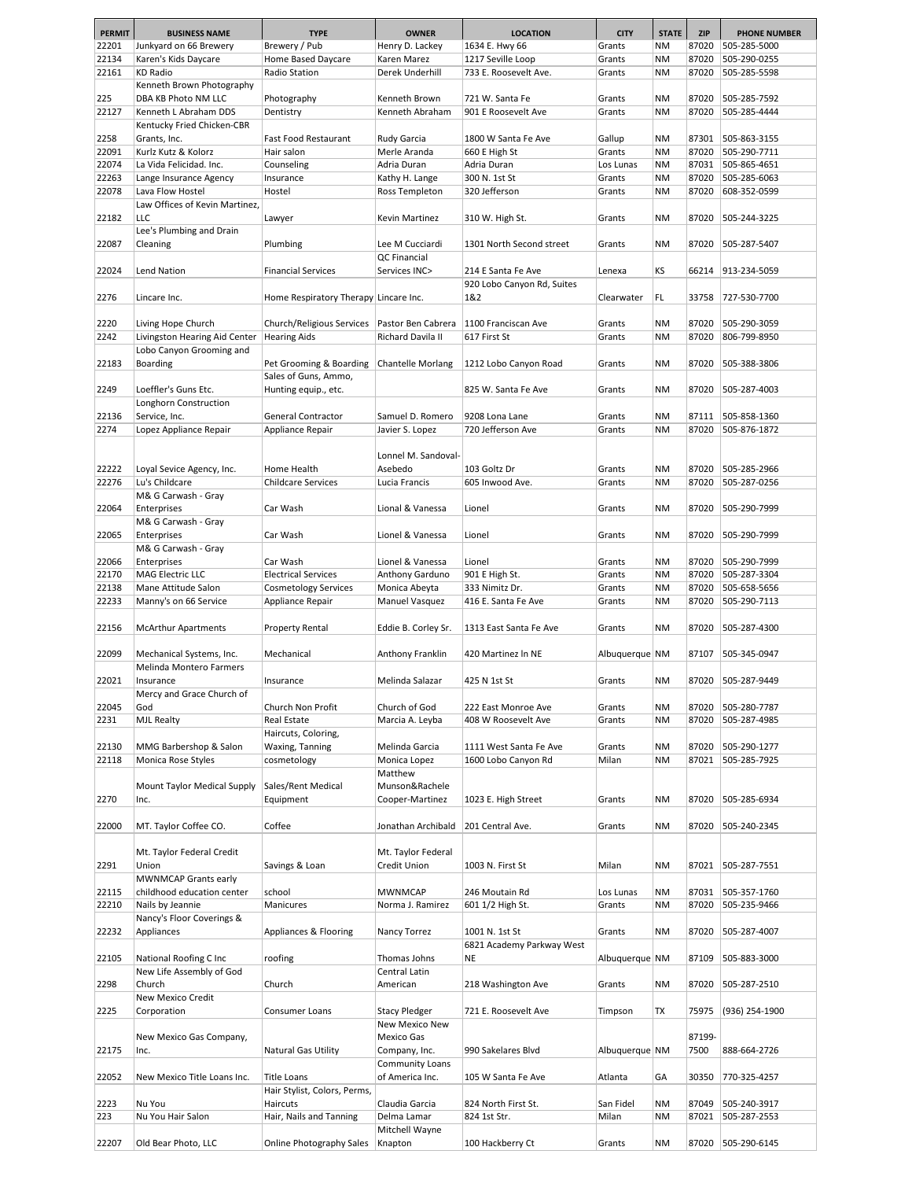| PERMIT | BUSINESS NAME | TYPE | OWNER | LOCATION | CITY | STATE | ZIP | PHONE NUMBER |
|---|---|---|---|---|---|---|---|---|
| 22201 | Junkyard on 66 Brewery | Brewery / Pub | Henry D. Lackey | 1634 E. Hwy 66 | Grants | NM | 87020 | 505-285-5000 |
| 22134 | Karen's Kids Daycare | Home Based Daycare | Karen Marez | 1217 Seville Loop | Grants | NM | 87020 | 505-290-0255 |
| 22161 | KD Radio | Radio Station | Derek Underhill | 733 E. Roosevelt Ave. | Grants | NM | 87020 | 505-285-5598 |
| 225 | Kenneth Brown Photography DBA KB Photo NM LLC | Photography | Kenneth Brown | 721 W. Santa Fe | Grants | NM | 87020 | 505-285-7592 |
| 22127 | Kenneth L Abraham DDS | Dentistry | Kenneth Abraham | 901 E Roosevelt Ave | Grants | NM | 87020 | 505-285-4444 |
| 2258 | Kentucky Fried Chicken-CBR Grants, Inc. | Fast Food Restaurant | Rudy Garcia | 1800 W Santa Fe Ave | Gallup | NM | 87301 | 505-863-3155 |
| 22091 | Kurlz Kutz & Kolorz | Hair salon | Merle Aranda | 660 E High St | Grants | NM | 87020 | 505-290-7711 |
| 22074 | La Vida Felicidad. Inc. | Counseling | Adria Duran | Adria Duran | Los Lunas | NM | 87031 | 505-865-4651 |
| 22263 | Lange Insurance Agency | Insurance | Kathy H. Lange | 300 N. 1st St | Grants | NM | 87020 | 505-285-6063 |
| 22078 | Lava Flow Hostel | Hostel | Ross Templeton | 320 Jefferson | Grants | NM | 87020 | 608-352-0599 |
| 22182 | Law Offices of Kevin Martinez, LLC | Lawyer | Kevin Martinez | 310 W. High St. | Grants | NM | 87020 | 505-244-3225 |
| 22087 | Lee's Plumbing and Drain Cleaning | Plumbing | Lee M Cucciardi | 1301 North Second street | Grants | NM | 87020 | 505-287-5407 |
| 22024 | Lend Nation | Financial Services | QC Financial Services INC> | 214 E Santa Fe Ave | Lenexa | KS | 66214 | 913-234-5059 |
| 2276 | Lincare Inc. | Home Respiratory Therapy | Lincare Inc. | 920 Lobo Canyon Rd, Suites 1&2 | Clearwater | FL | 33758 | 727-530-7700 |
| 2220 | Living Hope Church | Church/Religious Services | Pastor Ben Cabrera | 1100 Franciscan Ave | Grants | NM | 87020 | 505-290-3059 |
| 2242 | Livingston Hearing Aid Center | Hearing Aids | Richard Davila II | 617 First St | Grants | NM | 87020 | 806-799-8950 |
| 22183 | Lobo Canyon Grooming and Boarding | Pet Grooming & Boarding | Chantelle Morlang | 1212 Lobo Canyon Road | Grants | NM | 87020 | 505-388-3806 |
| 2249 | Loeffler's Guns Etc. | Sales of Guns, Ammo, Hunting equip., etc. | | 825 W. Santa Fe Ave | Grants | NM | 87020 | 505-287-4003 |
| 22136 | Longhorn Construction Service, Inc. | General Contractor | Samuel D. Romero | 9208 Lona Lane | Grants | NM | 87111 | 505-858-1360 |
| 2274 | Lopez Appliance Repair | Appliance Repair | Javier S. Lopez | 720 Jefferson Ave | Grants | NM | 87020 | 505-876-1872 |
| 22222 | Loyal Sevice Agency, Inc. | Home Health | Lonnel M. Sandoval-Asebedo | 103 Goltz Dr | Grants | NM | 87020 | 505-285-2966 |
| 22276 | Lu's Childcare | Childcare Services | Lucia Francis | 605 Inwood Ave. | Grants | NM | 87020 | 505-287-0256 |
| 22064 | M& G Carwash - Gray Enterprises | Car Wash | Lional & Vanessa | Lionel | Grants | NM | 87020 | 505-290-7999 |
| 22065 | M& G Carwash - Gray Enterprises | Car Wash | Lionel & Vanessa | Lionel | Grants | NM | 87020 | 505-290-7999 |
| 22066 | M& G Carwash - Gray Enterprises | Car Wash | Lionel & Vanessa | Lionel | Grants | NM | 87020 | 505-290-7999 |
| 22170 | MAG Electric LLC | Electrical Services | Anthony Garduno | 901 E High St. | Grants | NM | 87020 | 505-287-3304 |
| 22138 | Mane Attitude Salon | Cosmetology Services | Monica Abeyta | 333 Nimitz Dr. | Grants | NM | 87020 | 505-658-5656 |
| 22233 | Manny's on 66 Service | Appliance Repair | Manuel Vasquez | 416 E. Santa Fe Ave | Grants | NM | 87020 | 505-290-7113 |
| 22156 | McArthur Apartments | Property Rental | Eddie B. Corley Sr. | 1313 East Santa Fe Ave | Grants | NM | 87020 | 505-287-4300 |
| 22099 | Mechanical Systems, Inc. | Mechanical | Anthony Franklin | 420 Martinez ln NE | Albuquerque | NM | 87107 | 505-345-0947 |
| 22021 | Melinda Montero Farmers Insurance | Insurance | Melinda Salazar | 425 N 1st St | Grants | NM | 87020 | 505-287-9449 |
| 22045 | Mercy and Grace Church of God | Church Non Profit | Church of God | 222 East Monroe Ave | Grants | NM | 87020 | 505-280-7787 |
| 2231 | MJL Realty | Real Estate | Marcia A. Leyba | 408 W Roosevelt Ave | Grants | NM | 87020 | 505-287-4985 |
| 22130 | MMG Barbershop & Salon | Haircuts, Coloring, Waxing, Tanning | Melinda Garcia | 1111 West Santa Fe Ave | Grants | NM | 87020 | 505-290-1277 |
| 22118 | Monica Rose Styles | cosmetology | Monica Lopez | 1600 Lobo Canyon Rd | Milan | NM | 87021 | 505-285-7925 |
| 2270 | Mount Taylor Medical Supply Inc. | Sales/Rent Medical Equipment | Matthew Munson&Rachele Cooper-Martinez | 1023 E. High Street | Grants | NM | 87020 | 505-285-6934 |
| 22000 | MT. Taylor Coffee CO. | Coffee | Jonathan Archibald | 201 Central Ave. | Grants | NM | 87020 | 505-240-2345 |
| 2291 | Mt. Taylor Federal Credit Union | Savings & Loan | Mt. Taylor Federal Credit Union | 1003 N. First St | Milan | NM | 87021 | 505-287-7551 |
| 22115 | MWNMCAP Grants early childhood education center | school | MWNMCAP | 246 Moutain Rd | Los Lunas | NM | 87031 | 505-357-1760 |
| 22210 | Nails by Jeannie | Manicures | Norma J. Ramirez | 601 1/2 High St. | Grants | NM | 87020 | 505-235-9466 |
| 22232 | Nancy's Floor Coverings & Appliances | Appliances & Flooring | Nancy Torrez | 1001 N. 1st St | Grants | NM | 87020 | 505-287-4007 |
| 22105 | National Roofing C Inc | roofing | Thomas Johns | 6821 Academy Parkway West NE | Albuquerque | NM | 87109 | 505-883-3000 |
| 2298 | New Life Assembly of God Church | Church | Central Latin American | 218 Washington Ave | Grants | NM | 87020 | 505-287-2510 |
| 2225 | New Mexico Credit Corporation | Consumer Loans | Stacy Pledger | 721 E. Roosevelt Ave | Timpson | TX | 75975 | (936) 254-1900 |
| 22175 | New Mexico Gas Company, Inc. | Natural Gas Utility | New Mexico New Mexico Gas Company, Inc. | 990 Sakelares Blvd | Albuquerque | NM | 87199-7500 | 888-664-2726 |
| 22052 | New Mexico Title Loans Inc. | Title Loans | Community Loans of America Inc. | 105 W Santa Fe Ave | Atlanta | GA | 30350 | 770-325-4257 |
| 2223 | Nu You | Hair Stylist, Colors, Perms, Haircuts | Claudia Garcia | 824 North First St. | San Fidel | NM | 87049 | 505-240-3917 |
| 223 | Nu You Hair Salon | Hair, Nails and Tanning | Delma Lamar | 824 1st Str. | Milan | NM | 87021 | 505-287-2553 |
| 22207 | Old Bear Photo, LLC | Online Photography Sales | Mitchell Wayne Knapton | 100 Hackberry Ct | Grants | NM | 87020 | 505-290-6145 |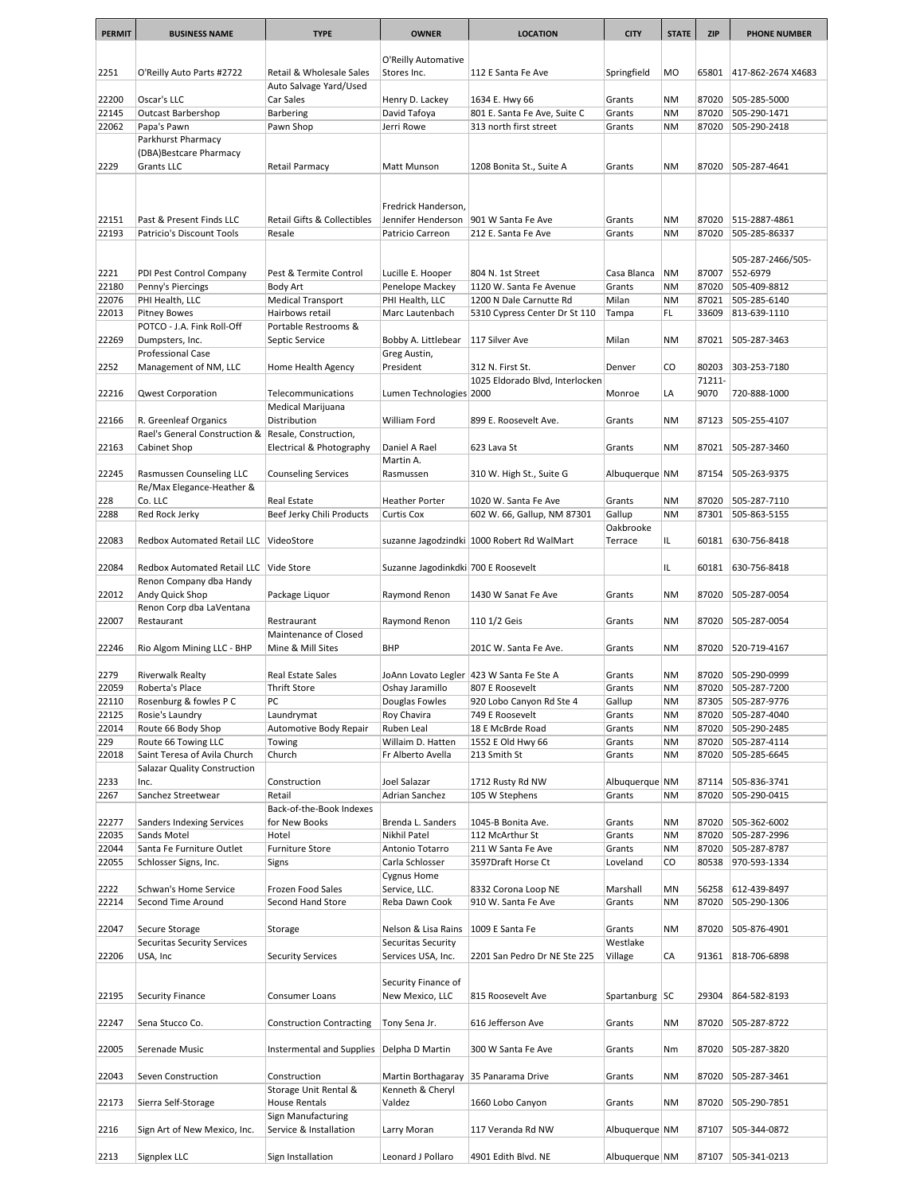| PERMIT | BUSINESS NAME | TYPE | OWNER | LOCATION | CITY | STATE | ZIP | PHONE NUMBER |
|---|---|---|---|---|---|---|---|---|
| 2251 | O'Reilly Auto Parts #2722 | Retail & Wholesale Sales | O'Reilly Automative Stores Inc. | 112 E Santa Fe Ave | Springfield | MO | 65801 | 417-862-2674 X4683 |
| 22200 | Oscar's LLC | Auto Salvage Yard/Used Car Sales | Henry D. Lackey | 1634 E. Hwy 66 | Grants | NM | 87020 | 505-285-5000 |
| 22145 | Outcast Barbershop | Barbering | David Tafoya | 801 E. Santa Fe Ave, Suite C | Grants | NM | 87020 | 505-290-1471 |
| 22062 | Papa's Pawn | Pawn Shop | Jerri Rowe | 313 north first street | Grants | NM | 87020 | 505-290-2418 |
| 2229 | Parkhurst Pharmacy (DBA)Bestcare Pharmacy Grants LLC | Retail Parmacy | Matt Munson | 1208 Bonita St., Suite A | Grants | NM | 87020 | 505-287-4641 |
| 22151 | Past & Present Finds LLC | Retail Gifts & Collectibles | Fredrick Handerson, Jennifer Henderson | 901 W Santa Fe Ave | Grants | NM | 87020 | 515-2887-4861 |
| 22193 | Patricio's Discount Tools | Resale | Patricio Carreon | 212 E. Santa Fe Ave | Grants | NM | 87020 | 505-285-86337 |
| 2221 | PDI Pest Control Company | Pest & Termite Control | Lucille E. Hooper | 804 N. 1st Street | Casa Blanca | NM | 87007 | 505-287-2466/505-552-6979 |
| 22180 | Penny's Piercings | Body Art | Penelope Mackey | 1120 W. Santa Fe Avenue | Grants | NM | 87020 | 505-409-8812 |
| 22076 | PHI Health, LLC | Medical Transport | PHI Health, LLC | 1200 N Dale Carnutte Rd | Milan | NM | 87021 | 505-285-6140 |
| 22013 | Pitney Bowes | Hairbows retail | Marc Lautenbach | 5310 Cypress Center Dr St 110 | Tampa | FL | 33609 | 813-639-1110 |
| 22269 | POTCO - J.A. Fink Roll-Off Dumpsters, Inc. | Portable Restrooms & Septic Service | Bobby A. Littlebear | 117 Silver Ave | Milan | NM | 87021 | 505-287-3463 |
| 2252 | Professional Case Management of NM, LLC | Home Health Agency | Greg Austin, President | 312 N. First St. | Denver | CO | 80203 | 303-253-7180 |
| 22216 | Qwest Corporation | Telecommunications | Lumen Technologies | 1025 Eldorado Blvd, Interlocken 2000 | Monroe | LA | 71211-9070 | 720-888-1000 |
| 22166 | R. Greenleaf Organics | Medical Marijuana Distribution | William Ford | 899 E. Roosevelt Ave. | Grants | NM | 87123 | 505-255-4107 |
| 22163 | Rael's General Construction & Cabinet Shop | Resale, Construction, Electrical & Photography | Daniel A Rael | 623 Lava St | Grants | NM | 87021 | 505-287-3460 |
| 22245 | Rasmussen Counseling LLC | Counseling Services | Martin A. Rasmussen | 310 W. High St., Suite G | Albuquerque | NM | 87154 | 505-263-9375 |
| 228 | Re/Max Elegance-Heather & Co. LLC | Real Estate | Heather Porter | 1020 W. Santa Fe Ave | Grants | NM | 87020 | 505-287-7110 |
| 2288 | Red Rock Jerky | Beef Jerky Chili Products | Curtis Cox | 602 W. 66, Gallup, NM 87301 | Gallup | NM | 87301 | 505-863-5155 |
| 22083 | Redbox Automated Retail LLC | VideoStore | suzanne Jagodzindki | 1000 Robert Rd WalMart | Oakbrooke Terrace | IL | 60181 | 630-756-8418 |
| 22084 | Redbox Automated Retail LLC | Vide Store | Suzanne Jagodinkdki | 700 E Roosevelt | | IL | 60181 | 630-756-8418 |
| 22012 | Renon Company dba Handy Andy Quick Shop | Package Liquor | Raymond Renon | 1430 W Sanat Fe Ave | Grants | NM | 87020 | 505-287-0054 |
| 22007 | Renon Corp dba LaVentana Restaurant | Restraurant | Raymond Renon | 110 1/2 Geis | Grants | NM | 87020 | 505-287-0054 |
| 22246 | Rio Algom Mining LLC - BHP | Maintenance of Closed Mine & Mill Sites | BHP | 201C W. Santa Fe Ave. | Grants | NM | 87020 | 520-719-4167 |
| 2279 | Riverwalk Realty | Real Estate Sales | JoAnn Lovato Legler | 423 W Santa Fe Ste A | Grants | NM | 87020 | 505-290-0999 |
| 22059 | Roberta's Place | Thrift Store | Oshay Jaramillo | 807 E Roosevelt | Grants | NM | 87020 | 505-287-7200 |
| 22110 | Rosenburg & fowles P C | PC | Douglas Fowles | 920 Lobo Canyon Rd Ste 4 | Gallup | NM | 87305 | 505-287-9776 |
| 22125 | Rosie's Laundry | Laundrymat | Roy Chavira | 749 E Roosevelt | Grants | NM | 87020 | 505-287-4040 |
| 22014 | Route 66 Body Shop | Automotive Body Repair | Ruben Leal | 18 E McBrde Road | Grants | NM | 87020 | 505-290-2485 |
| 229 | Route 66 Towing LLC | Towing | Willaim D. Hatten | 1552 E Old Hwy 66 | Grants | NM | 87020 | 505-287-4114 |
| 22018 | Saint Teresa of Avila Church | Church | Fr Alberto Avella | 213 Smith St | Grants | NM | 87020 | 505-285-6645 |
| 2233 | Salazar Quality Construction Inc. | Construction | Joel Salazar | 1712 Rusty Rd NW | Albuquerque | NM | 87114 | 505-836-3741 |
| 2267 | Sanchez Streetwear | Retail | Adrian Sanchez | 105 W Stephens | Grants | NM | 87020 | 505-290-0415 |
| 22277 | Sanders Indexing Services | Back-of-the-Book Indexes for New Books | Brenda L. Sanders | 1045-B Bonita Ave. | Grants | NM | 87020 | 505-362-6002 |
| 22035 | Sands Motel | Hotel | Nikhil Patel | 112 McArthur St | Grants | NM | 87020 | 505-287-2996 |
| 22044 | Santa Fe Furniture Outlet | Furniture Store | Antonio Totarro | 211 W Santa Fe Ave | Grants | NM | 87020 | 505-287-8787 |
| 22055 | Schlosser Signs, Inc. | Signs | Carla Schlosser | 3597Draft Horse Ct | Loveland | CO | 80538 | 970-593-1334 |
| 2222 | Schwan's Home Service | Frozen Food Sales | Cygnus Home Service, LLC. | 8332 Corona Loop NE | Marshall | MN | 56258 | 612-439-8497 |
| 22214 | Second Time Around | Second Hand Store | Reba Dawn Cook | 910 W. Santa Fe Ave | Grants | NM | 87020 | 505-290-1306 |
| 22047 | Secure Storage | Storage | Nelson & Lisa Rains | 1009 E Santa Fe | Grants | NM | 87020 | 505-876-4901 |
| 22206 | Securitas Security Services USA, Inc | Security Services | Securitas Security Services USA, Inc. | 2201 San Pedro Dr NE Ste 225 | Westlake Village | CA | 91361 | 818-706-6898 |
| 22195 | Security Finance | Consumer Loans | Security Finance of New Mexico, LLC | 815 Roosevelt Ave | Spartanburg | SC | 29304 | 864-582-8193 |
| 22247 | Sena Stucco Co. | Construction Contracting | Tony Sena Jr. | 616 Jefferson Ave | Grants | NM | 87020 | 505-287-8722 |
| 22005 | Serenade Music | Instermental and Supplies | Delpha D Martin | 300 W Santa Fe Ave | Grants | Nm | 87020 | 505-287-3820 |
| 22043 | Seven Construction | Construction | Martin Borthagaray | 35 Panarama Drive | Grants | NM | 87020 | 505-287-3461 |
| 22173 | Sierra Self-Storage | Storage Unit Rental & House Rentals | Kenneth & Cheryl Valdez | 1660 Lobo Canyon | Grants | NM | 87020 | 505-290-7851 |
| 2216 | Sign Art of New Mexico, Inc. | Sign Manufacturing Service & Installation | Larry Moran | 117 Veranda Rd NW | Albuquerque | NM | 87107 | 505-344-0872 |
| 2213 | Signplex LLC | Sign Installation | Leonard J Pollaro | 4901 Edith Blvd. NE | Albuquerque | NM | 87107 | 505-341-0213 |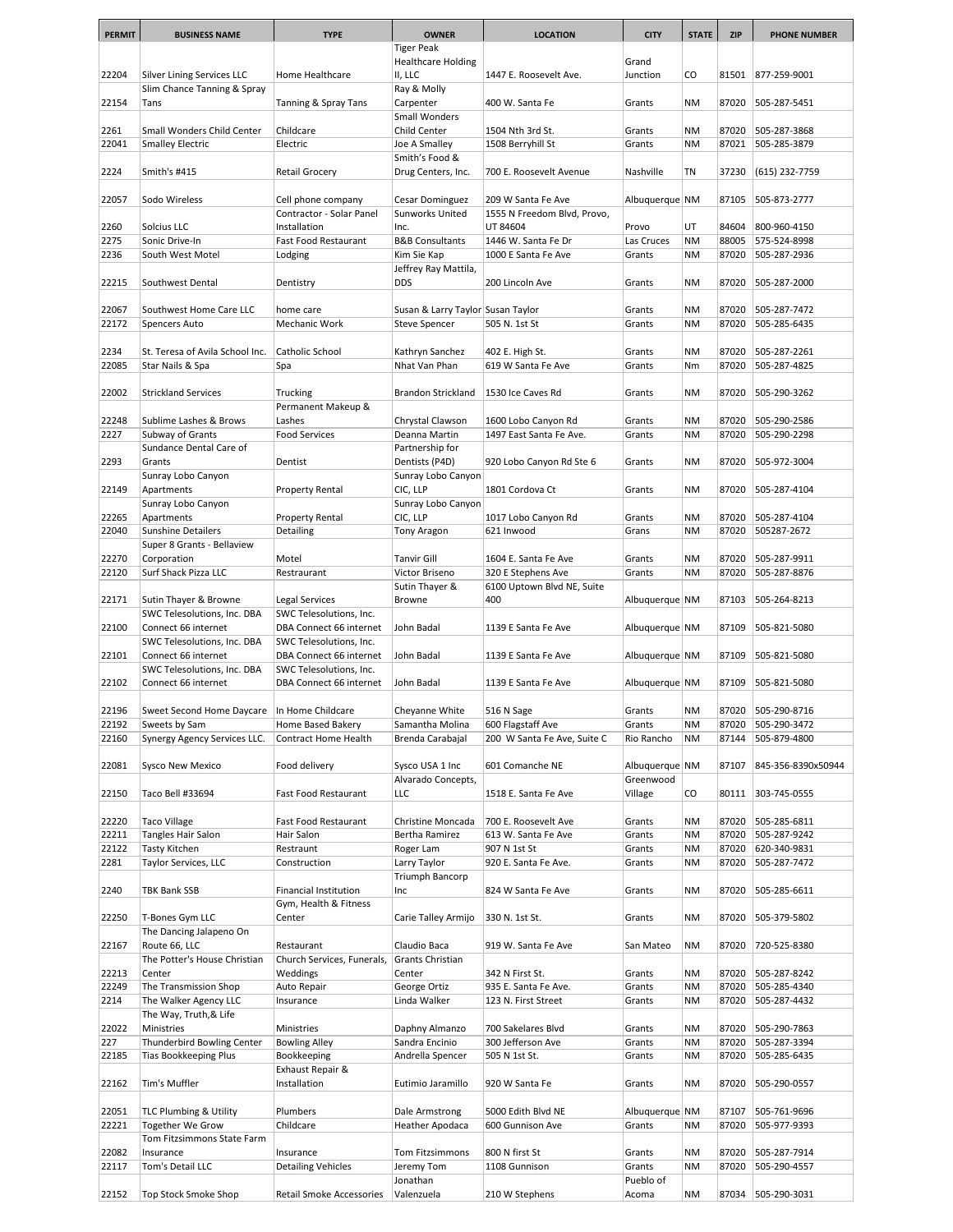| PERMIT | BUSINESS NAME | TYPE | OWNER | LOCATION | CITY | STATE | ZIP | PHONE NUMBER |
|---|---|---|---|---|---|---|---|---|
| 22204 | Silver Lining Services LLC | Home Healthcare | Tiger Peak Healthcare Holding II, LLC | 1447 E. Roosevelt Ave. | Grand Junction | CO | 81501 | 877-259-9001 |
| 22154 | Slim Chance Tanning & Spray Tans | Tanning & Spray Tans | Ray & Molly Carpenter | 400 W. Santa Fe | Grants | NM | 87020 | 505-287-5451 |
| 2261 | Small Wonders Child Center | Childcare | Small Wonders Child Center | 1504 Nth 3rd St. | Grants | NM | 87020 | 505-287-3868 |
| 22041 | Smalley Electric | Electric | Joe A Smalley | 1508 Berryhill St | Grants | NM | 87021 | 505-285-3879 |
| 2224 | Smith's #415 | Retail Grocery | Smith's Food & Drug Centers, Inc. | 700 E. Roosevelt Avenue | Nashville | TN | 37230 | (615) 232-7759 |
| 22057 | Sodo Wireless | Cell phone company | Cesar Dominguez | 209 W Santa Fe Ave | Albuquerque | NM | 87105 | 505-873-2777 |
| 2260 | Solcius LLC | Contractor - Solar Panel Installation | Sunworks United Inc. | 1555 N Freedom Blvd, Provo, UT 84604 | Provo | UT | 84604 | 800-960-4150 |
| 2275 | Sonic Drive-In | Fast Food Restaurant | B&B Consultants | 1446 W. Santa Fe Dr | Las Cruces | NM | 88005 | 575-524-8998 |
| 2236 | South West Motel | Lodging | Kim Sie Kap | 1000 E Santa Fe Ave | Grants | NM | 87020 | 505-287-2936 |
| 22215 | Southwest Dental | Dentistry | Jeffrey Ray Mattila, DDS | 200 Lincoln Ave | Grants | NM | 87020 | 505-287-2000 |
| 22067 | Southwest Home Care LLC | home care | Susan & Larry Taylor | Susan Taylor | Grants | NM | 87020 | 505-287-7472 |
| 22172 | Spencers Auto | Mechanic Work | Steve Spencer | 505 N. 1st St | Grants | NM | 87020 | 505-285-6435 |
| 2234 | St. Teresa of Avila School Inc. | Catholic School | Kathryn Sanchez | 402 E. High St. | Grants | NM | 87020 | 505-287-2261 |
| 22085 | Star Nails & Spa | Spa | Nhat Van Phan | 619 W Santa Fe Ave | Grants | Nm | 87020 | 505-287-4825 |
| 22002 | Strickland Services | Trucking | Brandon Strickland | 1530 Ice Caves Rd | Grants | NM | 87020 | 505-290-3262 |
| 22248 | Sublime Lashes & Brows | Permanent Makeup & Lashes | Chrystal Clawson | 1600 Lobo Canyon Rd | Grants | NM | 87020 | 505-290-2586 |
| 2227 | Subway of Grants | Food Services | Deanna Martin | 1497 East Santa Fe Ave. | Grants | NM | 87020 | 505-290-2298 |
| 2293 | Sundance Dental Care of Grants | Dentist | Partnership for Dentists (P4D) | 920 Lobo Canyon Rd Ste 6 | Grants | NM | 87020 | 505-972-3004 |
| 22149 | Sunray Lobo Canyon Apartments | Property Rental | Sunray Lobo Canyon CIC, LLP | 1801 Cordova Ct | Grants | NM | 87020 | 505-287-4104 |
| 22265 | Sunray Lobo Canyon Apartments | Property Rental | Sunray Lobo Canyon CIC, LLP | 1017 Lobo Canyon Rd | Grants | NM | 87020 | 505-287-4104 |
| 22040 | Sunshine Detailers | Detailing | Tony Aragon | 621 Inwood | Grans | NM | 87020 | 505287-2672 |
| 22270 | Super 8 Grants - Bellaview Corporation | Motel | Tanvir Gill | 1604 E. Santa Fe Ave | Grants | NM | 87020 | 505-287-9911 |
| 22120 | Surf Shack Pizza LLC | Restaurant | Victor Briseno | 320 E Stephens Ave | Grants | NM | 87020 | 505-287-8876 |
| 22171 | Sutin Thayer & Browne | Legal Services | Sutin Thayer & Browne | 6100 Uptown Blvd NE, Suite 400 | Albuquerque | NM | 87103 | 505-264-8213 |
| 22100 | SWC Telesolutions, Inc. DBA Connect 66 internet | SWC Telesolutions, Inc. DBA Connect 66 internet | John Badal | 1139 E Santa Fe Ave | Albuquerque | NM | 87109 | 505-821-5080 |
| 22101 | SWC Telesolutions, Inc. DBA Connect 66 internet | SWC Telesolutions, Inc. DBA Connect 66 internet | John Badal | 1139 E Santa Fe Ave | Albuquerque | NM | 87109 | 505-821-5080 |
| 22102 | SWC Telesolutions, Inc. DBA Connect 66 internet | SWC Telesolutions, Inc. DBA Connect 66 internet | John Badal | 1139 E Santa Fe Ave | Albuquerque | NM | 87109 | 505-821-5080 |
| 22196 | Sweet Second Home Daycare | In Home Childcare | Cheyanne White | 516 N Sage | Grants | NM | 87020 | 505-290-8716 |
| 22192 | Sweets by Sam | Home Based Bakery | Samantha Molina | 600 Flagstaff Ave | Grants | NM | 87020 | 505-290-3472 |
| 22160 | Synergy Agency Services LLC. | Contract Home Health | Brenda Carabajal | 200 W Santa Fe Ave, Suite C | Rio Rancho | NM | 87144 | 505-879-4800 |
| 22081 | Sysco New Mexico | Food delivery | Sysco USA 1 Inc | 601 Comanche NE | Albuquerque | NM | 87107 | 845-356-8390x50944 |
| 22150 | Taco Bell #33694 | Fast Food Restaurant | Alvarado Concepts, LLC | 1518 E. Santa Fe Ave | Greenwood Village | CO | 80111 | 303-745-0555 |
| 22220 | Taco Village | Fast Food Restaurant | Christine Moncada | 700 E. Roosevelt Ave | Grants | NM | 87020 | 505-285-6811 |
| 22211 | Tangles Hair Salon | Hair Salon | Bertha Ramirez | 613 W. Santa Fe Ave | Grants | NM | 87020 | 505-287-9242 |
| 22122 | Tasty Kitchen | Restraunt | Roger Lam | 907 N 1st St | Grants | NM | 87020 | 620-340-9831 |
| 2281 | Taylor Services, LLC | Construction | Larry Taylor | 920 E. Santa Fe Ave. | Grants | NM | 87020 | 505-287-7472 |
| 2240 | TBK Bank SSB | Financial Institution | Triumph Bancorp Inc | 824 W Santa Fe Ave | Grants | NM | 87020 | 505-285-6611 |
| 22250 | T-Bones Gym LLC | Gym, Health & Fitness Center | Carie Talley Armijo | 330 N. 1st St. | Grants | NM | 87020 | 505-379-5802 |
| 22167 | The Dancing Jalapeno On Route 66, LLC | Restaurant | Claudio Baca | 919 W. Santa Fe Ave | San Mateo | NM | 87020 | 720-525-8380 |
| 22213 | The Potter's House Christian Center | Church Services, Funerals, Weddings | Grants Christian Center | 342 N First St. | Grants | NM | 87020 | 505-287-8242 |
| 22249 | The Transmission Shop | Auto Repair | George Ortiz | 935 E. Santa Fe Ave. | Grants | NM | 87020 | 505-285-4340 |
| 2214 | The Walker Agency LLC | Insurance | Linda Walker | 123 N. First Street | Grants | NM | 87020 | 505-287-4432 |
| 22022 | The Way, Truth,& Life Ministries | Ministries | Daphny Almanzo | 700 Sakelares Blvd | Grants | NM | 87020 | 505-290-7863 |
| 227 | Thunderbird Bowling Center | Bowling Alley | Sandra Encinio | 300 Jefferson Ave | Grants | NM | 87020 | 505-287-3394 |
| 22185 | Tias Bookkeeping Plus | Bookkeeping | Andrella Spencer | 505 N 1st St. | Grants | NM | 87020 | 505-285-6435 |
| 22162 | Tim's Muffler | Exhaust Repair & Installation | Eutimio Jaramillo | 920 W Santa Fe | Grants | NM | 87020 | 505-290-0557 |
| 22051 | TLC Plumbing & Utility | Plumbers | Dale Armstrong | 5000 Edith Blvd NE | Albuquerque | NM | 87107 | 505-761-9696 |
| 22221 | Together We Grow | Childcare | Heather Apodaca | 600 Gunnison Ave | Grants | NM | 87020 | 505-977-9393 |
| 22082 | Tom Fitzsimmons State Farm Insurance | Insurance | Tom Fitzsimmons | 800 N first St | Grants | NM | 87020 | 505-287-7914 |
| 22117 | Tom's Detail LLC | Detailing Vehicles | Jeremy Tom | 1108 Gunnison | Grants | NM | 87020 | 505-290-4557 |
| 22152 | Top Stock Smoke Shop | Retail Smoke Accessories | Jonathan Valenzuela | 210 W Stephens | Pueblo of Acoma | NM | 87034 | 505-290-3031 |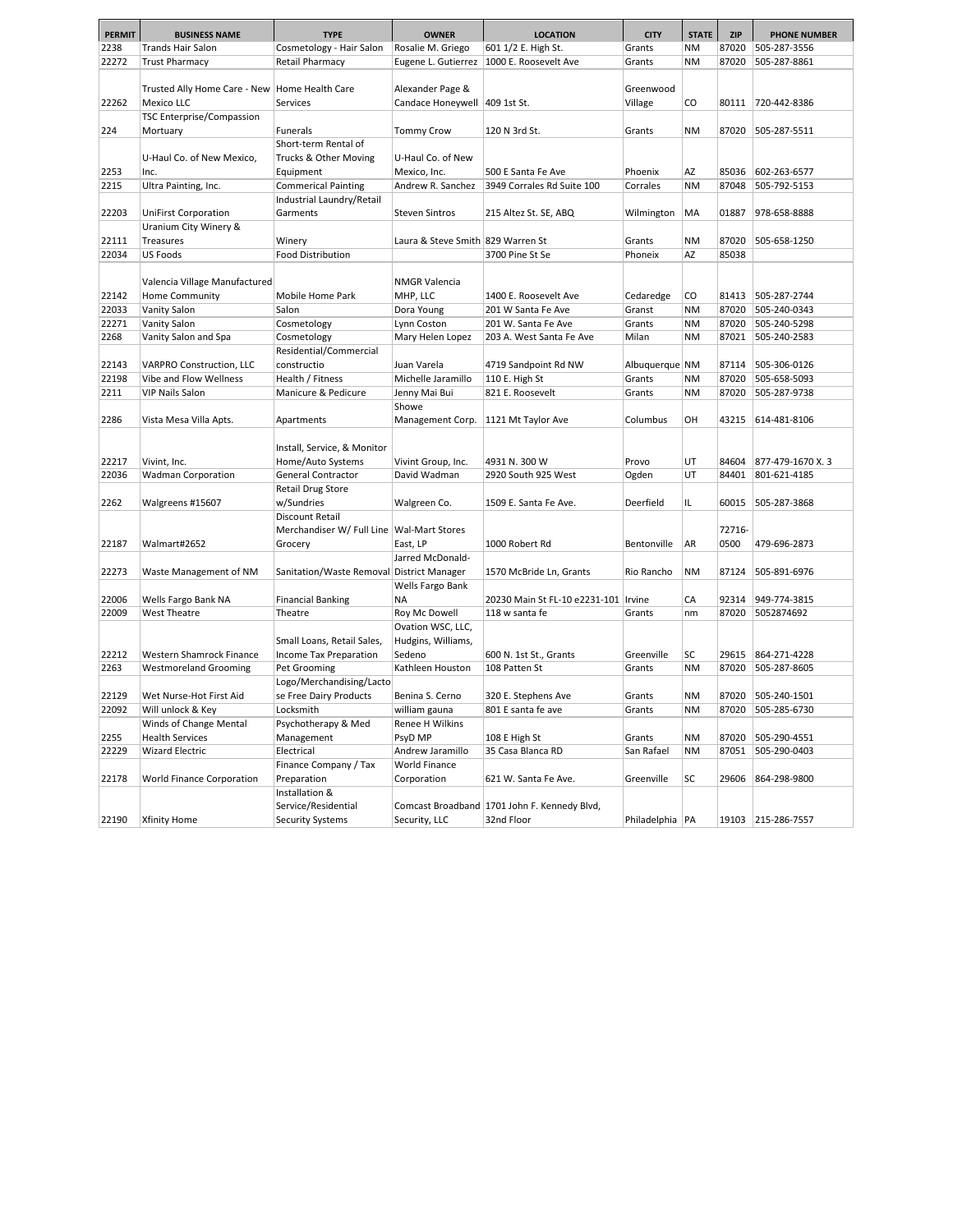| PERMIT | BUSINESS NAME | TYPE | OWNER | LOCATION | CITY | STATE | ZIP | PHONE NUMBER |
|---|---|---|---|---|---|---|---|---|
| 2238 | Trands Hair Salon | Cosmetology - Hair Salon | Rosalie M. Griego | 601 1/2 E. High St. | Grants | NM | 87020 | 505-287-3556 |
| 22272 | Trust Pharmacy | Retail Pharmacy | Eugene L. Gutierrez | 1000 E. Roosevelt Ave | Grants | NM | 87020 | 505-287-8861 |
| 22262 | Trusted Ally Home Care - New Mexico LLC | Home Health Care Services | Alexander Page & Candace Honeywell | 409 1st St. | Greenwood Village | CO | 80111 | 720-442-8386 |
| 224 | TSC Enterprise/Compassion Mortuary | Funerals | Tommy Crow | 120 N 3rd St. | Grants | NM | 87020 | 505-287-5511 |
| 2253 | U-Haul Co. of New Mexico, Inc. | Short-term Rental of Trucks & Other Moving Equipment | U-Haul Co. of New Mexico, Inc. | 500 E Santa Fe Ave | Phoenix | AZ | 85036 | 602-263-6577 |
| 2215 | Ultra Painting, Inc. | Commerical Painting | Andrew R. Sanchez | 3949 Corrales Rd Suite 100 | Corrales | NM | 87048 | 505-792-5153 |
| 22203 | UniFirst Corporation | Industrial Laundry/Retail Garments | Steven Sintros | 215 Altez St. SE, ABQ | Wilmington | MA | 01887 | 978-658-8888 |
| 22111 | Uranium City Winery & Treasures | Winery | Laura & Steve Smith | 829 Warren St | Grants | NM | 87020 | 505-658-1250 |
| 22034 | US Foods | Food Distribution | | 3700 Pine St Se | Phoneix | AZ | 85038 | |
| 22142 | Valencia Village Manufactured Home Community | Mobile Home Park | NMGR Valencia MHP, LLC | 1400 E. Roosevelt Ave | Cedaredge | CO | 81413 | 505-287-2744 |
| 22033 | Vanity Salon | Salon | Dora Young | 201 W Santa Fe Ave | Granst | NM | 87020 | 505-240-0343 |
| 22271 | Vanity Salon | Cosmetology | Lynn Coston | 201 W. Santa Fe Ave | Grants | NM | 87020 | 505-240-5298 |
| 2268 | Vanity Salon and Spa | Cosmetology | Mary Helen Lopez | 203 A. West Santa Fe Ave | Milan | NM | 87021 | 505-240-2583 |
| 22143 | VARPRO Construction, LLC | Residential/Commercial constructio | Juan Varela | 4719 Sandpoint Rd NW | Albuquerque | NM | 87114 | 505-306-0126 |
| 22198 | Vibe and Flow Wellness | Health / Fitness | Michelle Jaramillo | 110 E. High St | Grants | NM | 87020 | 505-658-5093 |
| 2211 | VIP Nails Salon | Manicure & Pedicure | Jenny Mai Bui | 821 E. Roosevelt | Grants | NM | 87020 | 505-287-9738 |
| 2286 | Vista Mesa Villa Apts. | Apartments | Showe Management Corp. | 1121 Mt Taylor Ave | Columbus | OH | 43215 | 614-481-8106 |
| 22217 | Vivint, Inc. | Install, Service, & Monitor Home/Auto Systems | Vivint Group, Inc. | 4931 N. 300 W | Provo | UT | 84604 | 877-479-1670 X. 3 |
| 22036 | Wadman Corporation | General Contractor | David Wadman | 2920 South 925 West | Ogden | UT | 84401 | 801-621-4185 |
| 2262 | Walgreens #15607 | Retail Drug Store w/Sundries | Walgreen Co. | 1509 E. Santa Fe Ave. | Deerfield | IL | 60015 | 505-287-3868 |
| 22187 | Walmart#2652 | Discount Retail Merchandiser W/ Full Line Grocery | Wal-Mart Stores East, LP | 1000 Robert Rd | Bentonville | AR | 72716-0500 | 479-696-2873 |
| 22273 | Waste Management of NM | Sanitation/Waste Removal | Jarred McDonald-District Manager | 1570 McBride Ln, Grants | Rio Rancho | NM | 87124 | 505-891-6976 |
| 22006 | Wells Fargo Bank NA | Financial Banking | Wells Fargo Bank NA | 20230 Main St FL-10 e2231-101 | Irvine | CA | 92314 | 949-774-3815 |
| 22009 | West Theatre | Theatre | Roy Mc Dowell | 118 w santa fe | Grants | nm | 87020 | 5052874692 |
| 22212 | Western Shamrock Finance | Small Loans, Retail Sales, Income Tax Preparation | Ovation WSC, LLC, Hudgins, Williams, Sedeno | 600 N. 1st St., Grants | Greenville | SC | 29615 | 864-271-4228 |
| 2263 | Westmoreland Grooming | Pet Grooming | Kathleen Houston | 108 Patten St | Grants | NM | 87020 | 505-287-8605 |
| 22129 | Wet Nurse-Hot First Aid | Logo/Merchandising/Lactose Free Dairy Products | Benina S. Cerno | 320 E. Stephens Ave | Grants | NM | 87020 | 505-240-1501 |
| 22092 | Will unlock & Key | Locksmith | william gauna | 801 E santa fe ave | Grants | NM | 87020 | 505-285-6730 |
| 2255 | Winds of Change Mental Health Services | Psychotherapy & Med Management | Renee H Wilkins PsyD MP | 108 E High St | Grants | NM | 87020 | 505-290-4551 |
| 22229 | Wizard Electric | Electrical | Andrew Jaramillo | 35 Casa Blanca RD | San Rafael | NM | 87051 | 505-290-0403 |
| 22178 | World Finance Corporation | Finance Company / Tax Preparation | World Finance Corporation | 621 W. Santa Fe Ave. | Greenville | SC | 29606 | 864-298-9800 |
| 22190 | Xfinity Home | Installation & Service/Residential Security Systems | Comcast Broadband Security, LLC | 1701 John F. Kennedy Blvd, 32nd Floor | Philadelphia | PA | 19103 | 215-286-7557 |